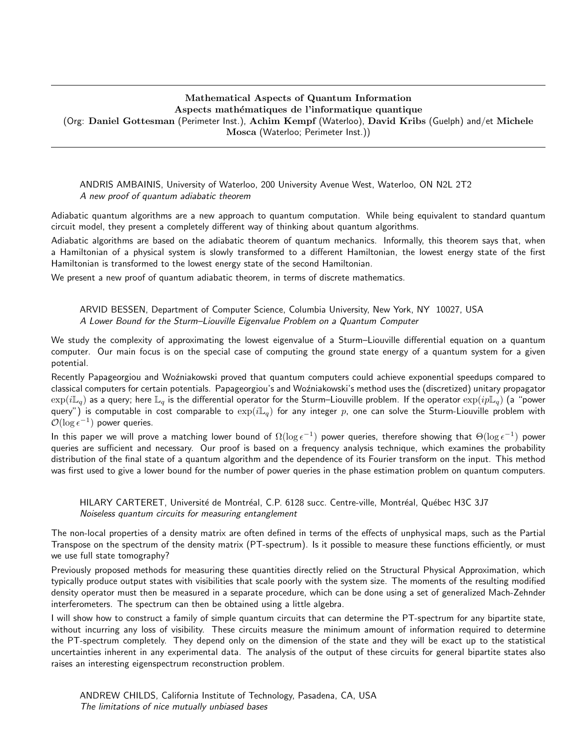**Mathematical Aspects of Quantum Information**
**Aspects mathématiques de l'informatique quantique**
(Org: **Daniel Gottesman** (Perimeter Inst.), **Achim Kempf** (Waterloo), **David Kribs** (Guelph) and/et **Michele Mosca** (Waterloo; Perimeter Inst.))

---

ANDRIS AMBAINIS, University of Waterloo, 200 University Avenue West, Waterloo, ON N2L 2T2
*A new proof of quantum adiabatic theorem*

Adiabatic quantum algorithms are a new approach to quantum computation. While being equivalent to standard quantum circuit model, they present a completely different way of thinking about quantum algorithms.

Adiabatic algorithms are based on the adiabatic theorem of quantum mechanics. Informally, this theorem says that, when a Hamiltonian of a physical system is slowly transformed to a different Hamiltonian, the lowest energy state of the first Hamiltonian is transformed to the lowest energy state of the second Hamiltonian.

We present a new proof of quantum adiabatic theorem, in terms of discrete mathematics.

ARVID BESSEN, Department of Computer Science, Columbia University, New York, NY 10027, USA
*A Lower Bound for the Sturm–Liouville Eigenvalue Problem on a Quantum Computer*

We study the complexity of approximating the lowest eigenvalue of a Sturm–Liouville differential equation on a quantum computer. Our main focus is on the special case of computing the ground state energy of a quantum system for a given potential.

Recently Papageorgiou and Woźniakowski proved that quantum computers could achieve exponential speedups compared to classical computers for certain potentials. Papageorgiou's and Woźniakowski's method uses the (discretized) unitary propagator $\exp(i\mathbb{L}_q)$ as a query; here $\mathbb{L}_q$ is the differential operator for the Sturm–Liouville problem. If the operator $\exp(ip\mathbb{L}_q)$ (a "power query") is computable in cost comparable to $\exp(i\mathbb{L}_q)$ for any integer $p$, one can solve the Sturm-Liouville problem with $\mathcal{O}(\log \epsilon^{-1})$ power queries.

In this paper we will prove a matching lower bound of $\Omega(\log \epsilon^{-1})$ power queries, therefore showing that $\Theta(\log \epsilon^{-1})$ power queries are sufficient and necessary. Our proof is based on a frequency analysis technique, which examines the probability distribution of the final state of a quantum algorithm and the dependence of its Fourier transform on the input. This method was first used to give a lower bound for the number of power queries in the phase estimation problem on quantum computers.

HILARY CARTERET, Université de Montréal, C.P. 6128 succ. Centre-ville, Montréal, Québec H3C 3J7
*Noiseless quantum circuits for measuring entanglement*

The non-local properties of a density matrix are often defined in terms of the effects of unphysical maps, such as the Partial Transpose on the spectrum of the density matrix (PT-spectrum). Is it possible to measure these functions efficiently, or must we use full state tomography?

Previously proposed methods for measuring these quantities directly relied on the Structural Physical Approximation, which typically produce output states with visibilities that scale poorly with the system size. The moments of the resulting modified density operator must then be measured in a separate procedure, which can be done using a set of generalized Mach-Zehnder interferometers. The spectrum can then be obtained using a little algebra.

I will show how to construct a family of simple quantum circuits that can determine the PT-spectrum for any bipartite state, without incurring any loss of visibility. These circuits measure the minimum amount of information required to determine the PT-spectrum completely. They depend only on the dimension of the state and they will be exact up to the statistical uncertainties inherent in any experimental data. The analysis of the output of these circuits for general bipartite states also raises an interesting eigenspectrum reconstruction problem.

ANDREW CHILDS, California Institute of Technology, Pasadena, CA, USA
*The limitations of nice mutually unbiased bases*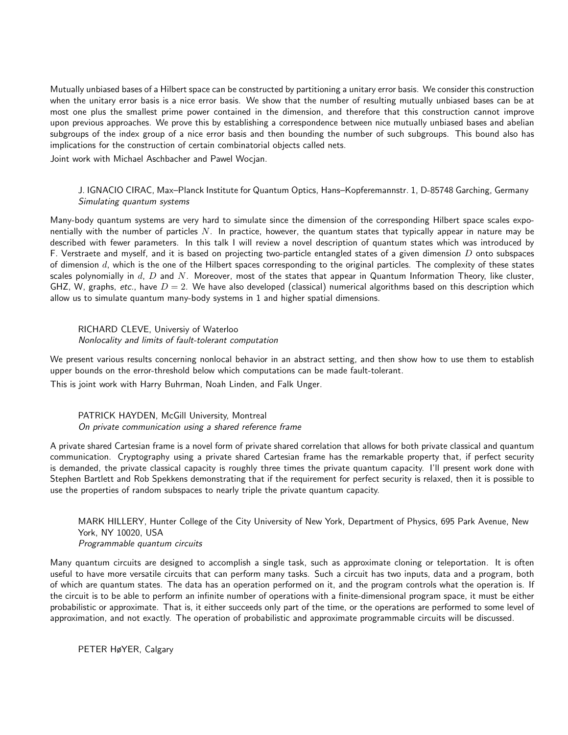Mutually unbiased bases of a Hilbert space can be constructed by partitioning a unitary error basis. We consider this construction when the unitary error basis is a nice error basis. We show that the number of resulting mutually unbiased bases can be at most one plus the smallest prime power contained in the dimension, and therefore that this construction cannot improve upon previous approaches. We prove this by establishing a correspondence between nice mutually unbiased bases and abelian subgroups of the index group of a nice error basis and then bounding the number of such subgroups. This bound also has implications for the construction of certain combinatorial objects called nets.

Joint work with Michael Aschbacher and Pawel Wocjan.

J. IGNACIO CIRAC, Max–Planck Institute for Quantum Optics, Hans–Kopferemannstr. 1, D-85748 Garching, Germany
*Simulating quantum systems*

Many-body quantum systems are very hard to simulate since the dimension of the corresponding Hilbert space scales exponentially with the number of particles $N$. In practice, however, the quantum states that typically appear in nature may be described with fewer parameters. In this talk I will review a novel description of quantum states which was introduced by F. Verstraete and myself, and it is based on projecting two-particle entangled states of a given dimension $D$ onto subspaces of dimension $d$, which is the one of the Hilbert spaces corresponding to the original particles. The complexity of these states scales polynomially in $d$, $D$ and $N$. Moreover, most of the states that appear in Quantum Information Theory, like cluster, GHZ, W, graphs, *etc.*, have $D = 2$. We have also developed (classical) numerical algorithms based on this description which allow us to simulate quantum many-body systems in 1 and higher spatial dimensions.

RICHARD CLEVE, Universiy of Waterloo
*Nonlocality and limits of fault-tolerant computation*

We present various results concerning nonlocal behavior in an abstract setting, and then show how to use them to establish upper bounds on the error-threshold below which computations can be made fault-tolerant.

This is joint work with Harry Buhrman, Noah Linden, and Falk Unger.

PATRICK HAYDEN, McGill University, Montreal
*On private communication using a shared reference frame*

A private shared Cartesian frame is a novel form of private shared correlation that allows for both private classical and quantum communication. Cryptography using a private shared Cartesian frame has the remarkable property that, if perfect security is demanded, the private classical capacity is roughly three times the private quantum capacity. I'll present work done with Stephen Bartlett and Rob Spekkens demonstrating that if the requirement for perfect security is relaxed, then it is possible to use the properties of random subspaces to nearly triple the private quantum capacity.

MARK HILLERY, Hunter College of the City University of New York, Department of Physics, 695 Park Avenue, New York, NY 10020, USA
*Programmable quantum circuits*

Many quantum circuits are designed to accomplish a single task, such as approximate cloning or teleportation. It is often useful to have more versatile circuits that can perform many tasks. Such a circuit has two inputs, data and a program, both of which are quantum states. The data has an operation performed on it, and the program controls what the operation is. If the circuit is to be able to perform an infinite number of operations with a finite-dimensional program space, it must be either probabilistic or approximate. That is, it either succeeds only part of the time, or the operations are performed to some level of approximation, and not exactly. The operation of probabilistic and approximate programmable circuits will be discussed.

PETER HøYER, Calgary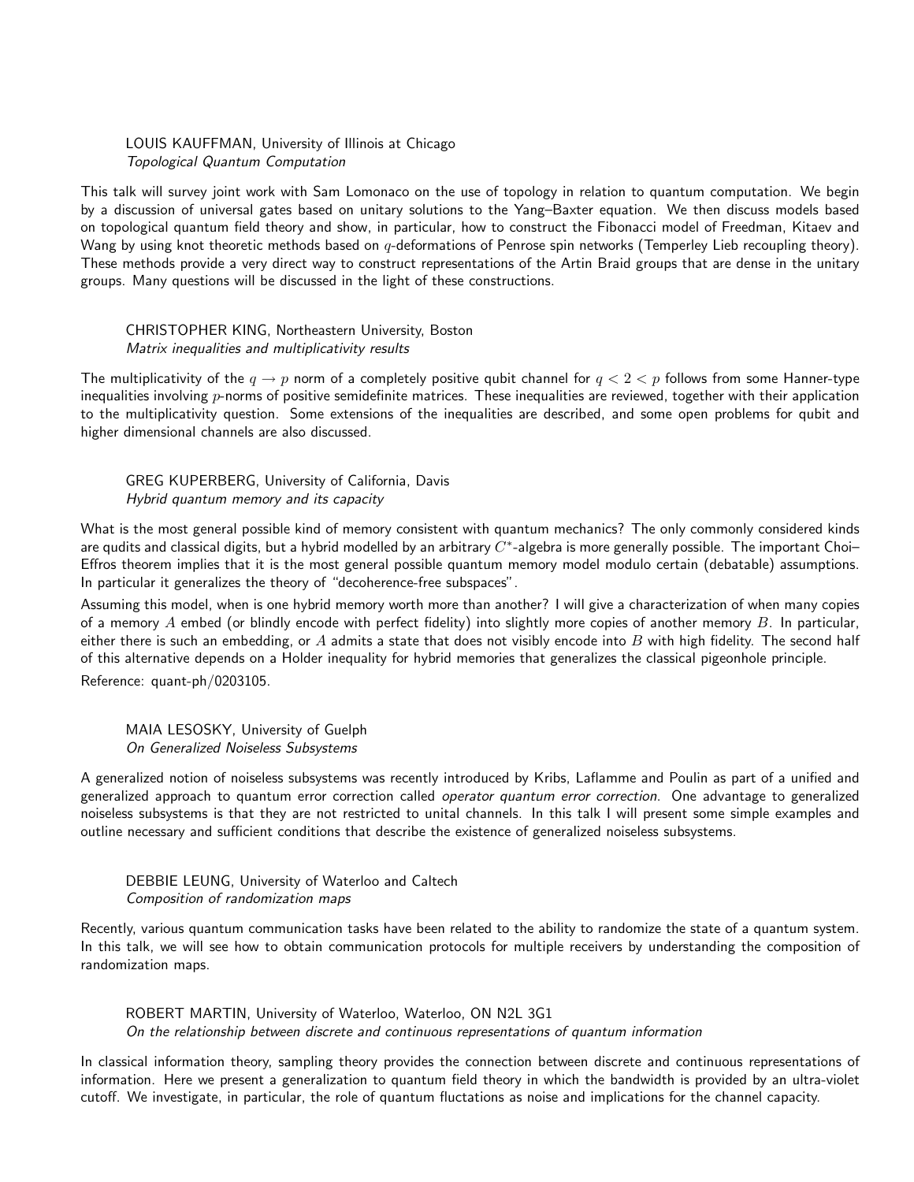LOUIS KAUFFMAN, University of Illinois at Chicago
*Topological Quantum Computation*

This talk will survey joint work with Sam Lomonaco on the use of topology in relation to quantum computation. We begin by a discussion of universal gates based on unitary solutions to the Yang–Baxter equation. We then discuss models based on topological quantum field theory and show, in particular, how to construct the Fibonacci model of Freedman, Kitaev and Wang by using knot theoretic methods based on $q$-deformations of Penrose spin networks (Temperley Lieb recoupling theory). These methods provide a very direct way to construct representations of the Artin Braid groups that are dense in the unitary groups. Many questions will be discussed in the light of these constructions.

CHRISTOPHER KING, Northeastern University, Boston
*Matrix inequalities and multiplicativity results*

The multiplicativity of the $q \to p$ norm of a completely positive qubit channel for $q < 2 < p$ follows from some Hanner-type inequalities involving $p$-norms of positive semidefinite matrices. These inequalities are reviewed, together with their application to the multiplicativity question. Some extensions of the inequalities are described, and some open problems for qubit and higher dimensional channels are also discussed.

GREG KUPERBERG, University of California, Davis
*Hybrid quantum memory and its capacity*

What is the most general possible kind of memory consistent with quantum mechanics? The only commonly considered kinds are qudits and classical digits, but a hybrid modelled by an arbitrary $C^*$-algebra is more generally possible. The important Choi–Effros theorem implies that it is the most general possible quantum memory model modulo certain (debatable) assumptions. In particular it generalizes the theory of "decoherence-free subspaces".

Assuming this model, when is one hybrid memory worth more than another? I will give a characterization of when many copies of a memory $A$ embed (or blindly encode with perfect fidelity) into slightly more copies of another memory $B$. In particular, either there is such an embedding, or $A$ admits a state that does not visibly encode into $B$ with high fidelity. The second half of this alternative depends on a Holder inequality for hybrid memories that generalizes the classical pigeonhole principle.

Reference: quant-ph/0203105.

MAIA LESOSKY, University of Guelph
*On Generalized Noiseless Subsystems*

A generalized notion of noiseless subsystems was recently introduced by Kribs, Laflamme and Poulin as part of a unified and generalized approach to quantum error correction called *operator quantum error correction*. One advantage to generalized noiseless subsystems is that they are not restricted to unital channels. In this talk I will present some simple examples and outline necessary and sufficient conditions that describe the existence of generalized noiseless subsystems.

DEBBIE LEUNG, University of Waterloo and Caltech
*Composition of randomization maps*

Recently, various quantum communication tasks have been related to the ability to randomize the state of a quantum system. In this talk, we will see how to obtain communication protocols for multiple receivers by understanding the composition of randomization maps.

ROBERT MARTIN, University of Waterloo, Waterloo, ON N2L 3G1
*On the relationship between discrete and continuous representations of quantum information*

In classical information theory, sampling theory provides the connection between discrete and continuous representations of information. Here we present a generalization to quantum field theory in which the bandwidth is provided by an ultra-violet cutoff. We investigate, in particular, the role of quantum fluctations as noise and implications for the channel capacity.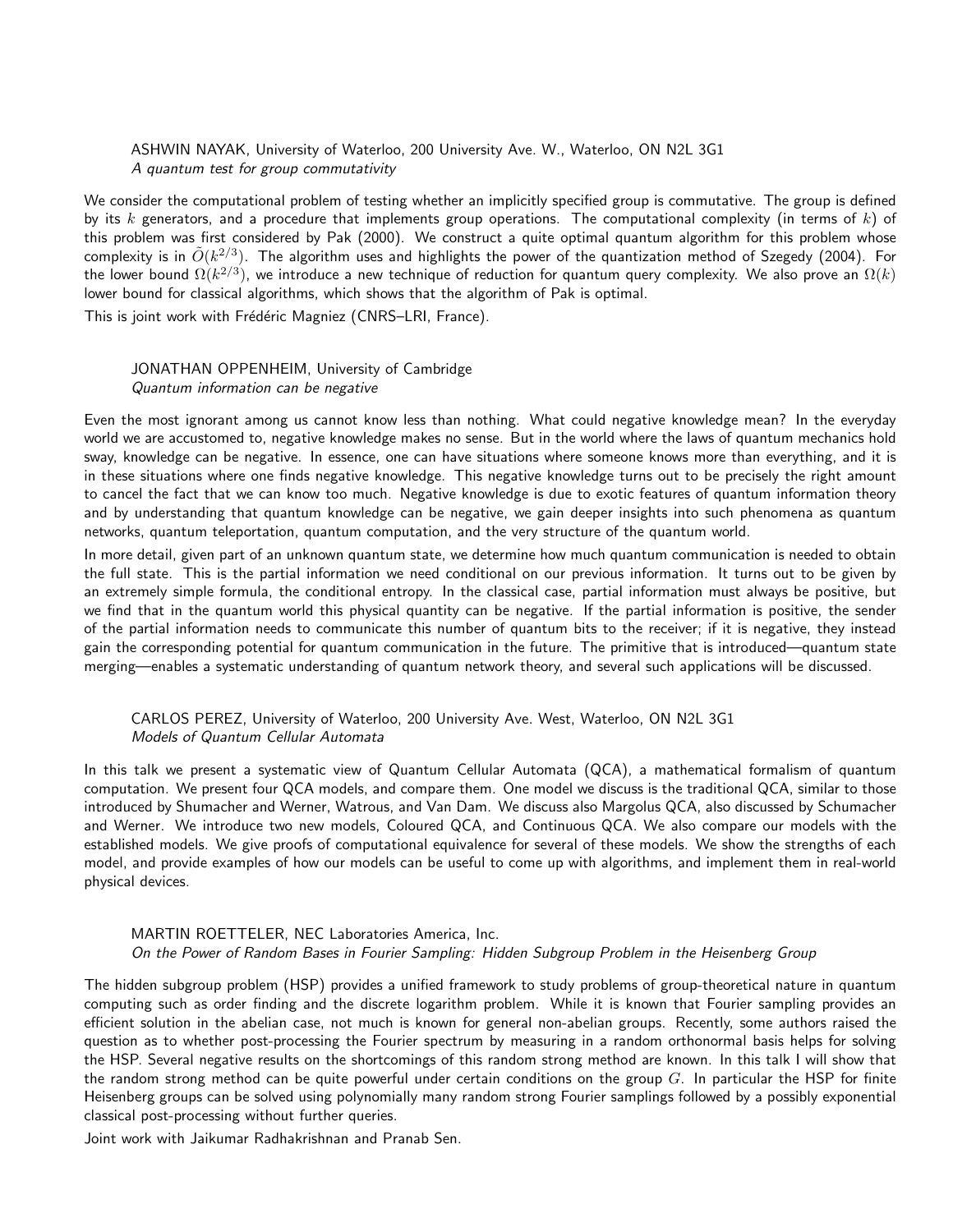ASHWIN NAYAK, University of Waterloo, 200 University Ave. W., Waterloo, ON N2L 3G1
*A quantum test for group commutativity*

We consider the computational problem of testing whether an implicitly specified group is commutative. The group is defined by its $k$ generators, and a procedure that implements group operations. The computational complexity (in terms of $k$) of this problem was first considered by Pak (2000). We construct a quite optimal quantum algorithm for this problem whose complexity is in $\tilde{O}(k^{2/3})$. The algorithm uses and highlights the power of the quantization method of Szegedy (2004). For the lower bound $\Omega(k^{2/3})$, we introduce a new technique of reduction for quantum query complexity. We also prove an $\Omega(k)$ lower bound for classical algorithms, which shows that the algorithm of Pak is optimal.

This is joint work with Frédéric Magniez (CNRS–LRI, France).

JONATHAN OPPENHEIM, University of Cambridge
*Quantum information can be negative*

Even the most ignorant among us cannot know less than nothing. What could negative knowledge mean? In the everyday world we are accustomed to, negative knowledge makes no sense. But in the world where the laws of quantum mechanics hold sway, knowledge can be negative. In essence, one can have situations where someone knows more than everything, and it is in these situations where one finds negative knowledge. This negative knowledge turns out to be precisely the right amount to cancel the fact that we can know too much. Negative knowledge is due to exotic features of quantum information theory and by understanding that quantum knowledge can be negative, we gain deeper insights into such phenomena as quantum networks, quantum teleportation, quantum computation, and the very structure of the quantum world.

In more detail, given part of an unknown quantum state, we determine how much quantum communication is needed to obtain the full state. This is the partial information we need conditional on our previous information. It turns out to be given by an extremely simple formula, the conditional entropy. In the classical case, partial information must always be positive, but we find that in the quantum world this physical quantity can be negative. If the partial information is positive, the sender of the partial information needs to communicate this number of quantum bits to the receiver; if it is negative, they instead gain the corresponding potential for quantum communication in the future. The primitive that is introduced—quantum state merging—enables a systematic understanding of quantum network theory, and several such applications will be discussed.

CARLOS PEREZ, University of Waterloo, 200 University Ave. West, Waterloo, ON N2L 3G1
*Models of Quantum Cellular Automata*

In this talk we present a systematic view of Quantum Cellular Automata (QCA), a mathematical formalism of quantum computation. We present four QCA models, and compare them. One model we discuss is the traditional QCA, similar to those introduced by Shumacher and Werner, Watrous, and Van Dam. We discuss also Margolus QCA, also discussed by Schumacher and Werner. We introduce two new models, Coloured QCA, and Continuous QCA. We also compare our models with the established models. We give proofs of computational equivalence for several of these models. We show the strengths of each model, and provide examples of how our models can be useful to come up with algorithms, and implement them in real-world physical devices.

MARTIN ROETTELER, NEC Laboratories America, Inc.
*On the Power of Random Bases in Fourier Sampling: Hidden Subgroup Problem in the Heisenberg Group*

The hidden subgroup problem (HSP) provides a unified framework to study problems of group-theoretical nature in quantum computing such as order finding and the discrete logarithm problem. While it is known that Fourier sampling provides an efficient solution in the abelian case, not much is known for general non-abelian groups. Recently, some authors raised the question as to whether post-processing the Fourier spectrum by measuring in a random orthonormal basis helps for solving the HSP. Several negative results on the shortcomings of this random strong method are known. In this talk I will show that the random strong method can be quite powerful under certain conditions on the group $G$. In particular the HSP for finite Heisenberg groups can be solved using polynomially many random strong Fourier samplings followed by a possibly exponential classical post-processing without further queries.

Joint work with Jaikumar Radhakrishnan and Pranab Sen.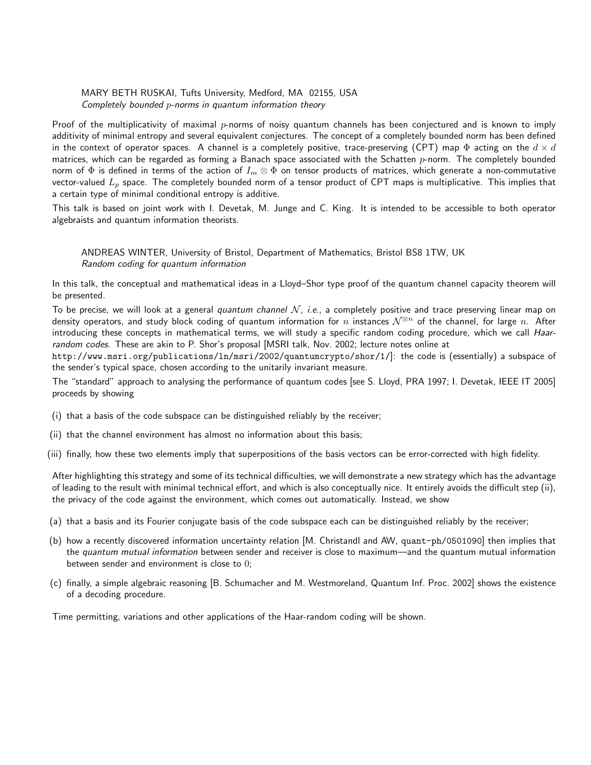MARY BETH RUSKAI, Tufts University, Medford, MA 02155, USA
*Completely bounded $p$-norms in quantum information theory*

Proof of the multiplicativity of maximal $p$-norms of noisy quantum channels has been conjectured and is known to imply additivity of minimal entropy and several equivalent conjectures. The concept of a completely bounded norm has been defined in the context of operator spaces. A channel is a completely positive, trace-preserving (CPT) map $\Phi$ acting on the $d \times d$ matrices, which can be regarded as forming a Banach space associated with the Schatten $p$-norm. The completely bounded norm of $\Phi$ is defined in terms of the action of $I_m \otimes \Phi$ on tensor products of matrices, which generate a non-commutative vector-valued $L_p$ space. The completely bounded norm of a tensor product of CPT maps is multiplicative. This implies that a certain type of minimal conditional entropy is additive.

This talk is based on joint work with I. Devetak, M. Junge and C. King. It is intended to be accessible to both operator algebraists and quantum information theorists.

ANDREAS WINTER, University of Bristol, Department of Mathematics, Bristol BS8 1TW, UK
*Random coding for quantum information*

In this talk, the conceptual and mathematical ideas in a Lloyd–Shor type proof of the quantum channel capacity theorem will be presented.

To be precise, we will look at a general *quantum channel* $\mathcal{N}$, *i.e.*, a completely positive and trace preserving linear map on density operators, and study block coding of quantum information for $n$ instances $\mathcal{N}^{\otimes n}$ of the channel, for large $n$. After introducing these concepts in mathematical terms, we will study a specific random coding procedure, which we call *Haar-random codes*. These are akin to P. Shor's proposal [MSRI talk, Nov. 2002; lecture notes online at `http://www.msri.org/publications/ln/msri/2002/quantumcrypto/shor/1/`]: the code is (essentially) a subspace of the sender's typical space, chosen according to the unitarily invariant measure.

The "standard" approach to analysing the performance of quantum codes [see S. Lloyd, PRA 1997; I. Devetak, IEEE IT 2005] proceeds by showing

(i) that a basis of the code subspace can be distinguished reliably by the receiver;

(ii) that the channel environment has almost no information about this basis;

(iii) finally, how these two elements imply that superpositions of the basis vectors can be error-corrected with high fidelity.

After highlighting this strategy and some of its technical difficulties, we will demonstrate a new strategy which has the advantage of leading to the result with minimal technical effort, and which is also conceptually nice. It entirely avoids the difficult step (ii), the privacy of the code against the environment, which comes out automatically. Instead, we show

(a) that a basis and its Fourier conjugate basis of the code subspace each can be distinguished reliably by the receiver;

(b) how a recently discovered information uncertainty relation [M. Christandl and AW, `quant-ph/0501090`] then implies that the *quantum mutual information* between sender and receiver is close to maximum—and the quantum mutual information between sender and environment is close to 0;

(c) finally, a simple algebraic reasoning [B. Schumacher and M. Westmoreland, Quantum Inf. Proc. 2002] shows the existence of a decoding procedure.

Time permitting, variations and other applications of the Haar-random coding will be shown.